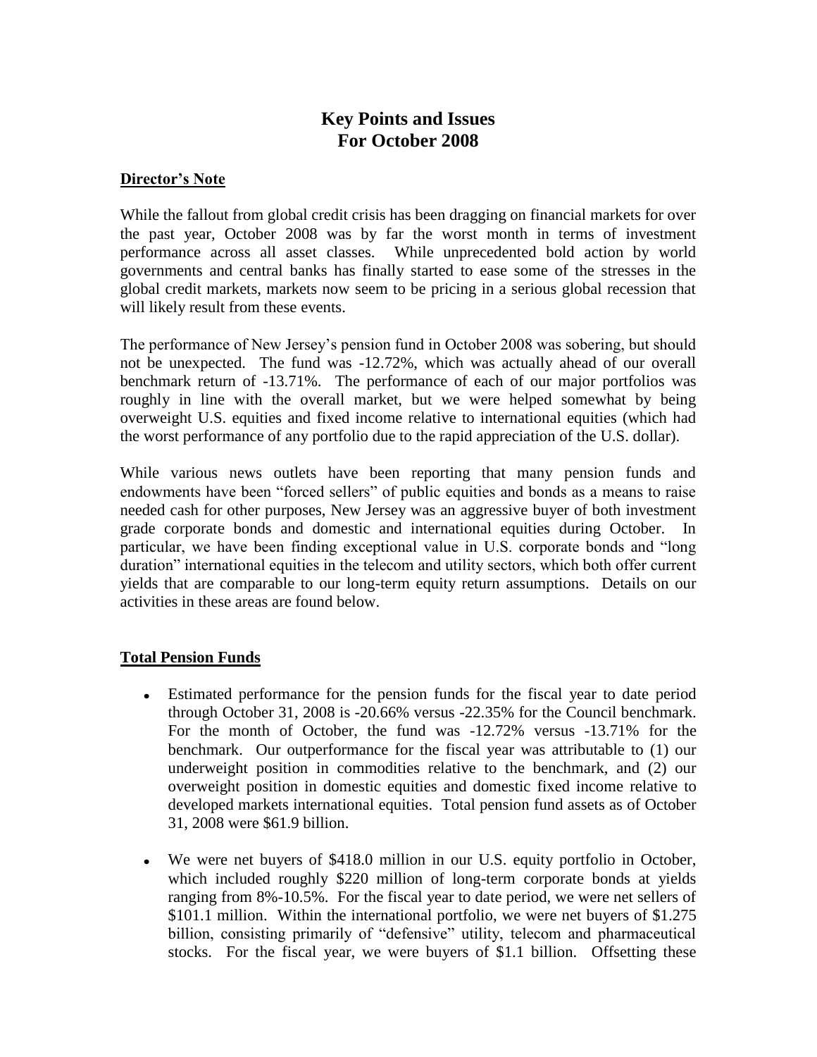# Key Points and Issues
# For October 2008

## Director's Note

While the fallout from global credit crisis has been dragging on financial markets for over the past year, October 2008 was by far the worst month in terms of investment performance across all asset classes. While unprecedented bold action by world governments and central banks has finally started to ease some of the stresses in the global credit markets, markets now seem to be pricing in a serious global recession that will likely result from these events.

The performance of New Jersey's pension fund in October 2008 was sobering, but should not be unexpected. The fund was -12.72%, which was actually ahead of our overall benchmark return of -13.71%. The performance of each of our major portfolios was roughly in line with the overall market, but we were helped somewhat by being overweight U.S. equities and fixed income relative to international equities (which had the worst performance of any portfolio due to the rapid appreciation of the U.S. dollar).

While various news outlets have been reporting that many pension funds and endowments have been "forced sellers" of public equities and bonds as a means to raise needed cash for other purposes, New Jersey was an aggressive buyer of both investment grade corporate bonds and domestic and international equities during October. In particular, we have been finding exceptional value in U.S. corporate bonds and "long duration" international equities in the telecom and utility sectors, which both offer current yields that are comparable to our long-term equity return assumptions. Details on our activities in these areas are found below.

## Total Pension Funds

- Estimated performance for the pension funds for the fiscal year to date period through October 31, 2008 is -20.66% versus -22.35% for the Council benchmark. For the month of October, the fund was -12.72% versus -13.71% for the benchmark. Our outperformance for the fiscal year was attributable to (1) our underweight position in commodities relative to the benchmark, and (2) our overweight position in domestic equities and domestic fixed income relative to developed markets international equities. Total pension fund assets as of October 31, 2008 were $61.9 billion.
- We were net buyers of $418.0 million in our U.S. equity portfolio in October, which included roughly $220 million of long-term corporate bonds at yields ranging from 8%-10.5%. For the fiscal year to date period, we were net sellers of $101.1 million. Within the international portfolio, we were net buyers of $1.275 billion, consisting primarily of "defensive" utility, telecom and pharmaceutical stocks. For the fiscal year, we were buyers of $1.1 billion. Offsetting these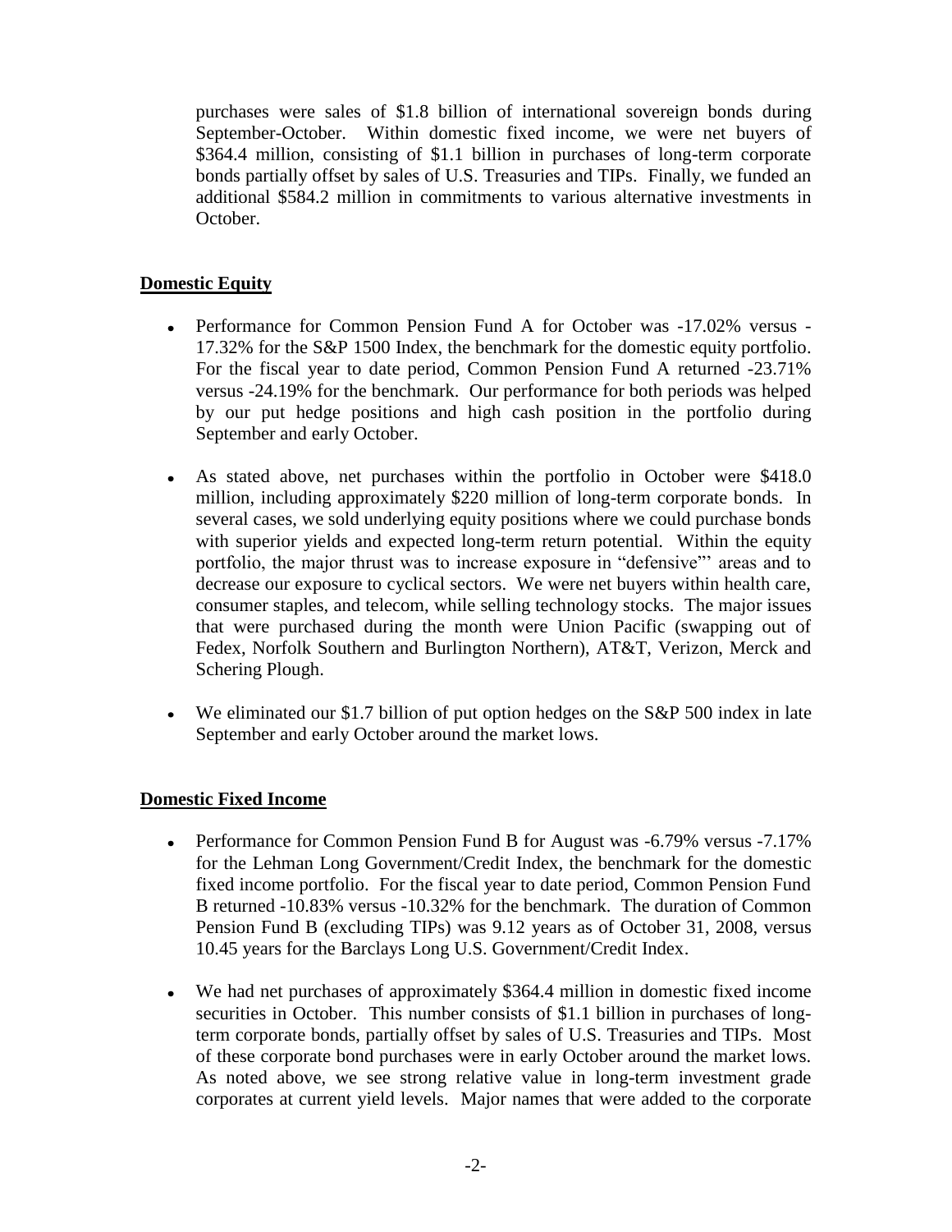purchases were sales of $1.8 billion of international sovereign bonds during September-October. Within domestic fixed income, we were net buyers of $364.4 million, consisting of $1.1 billion in purchases of long-term corporate bonds partially offset by sales of U.S. Treasuries and TIPs. Finally, we funded an additional $584.2 million in commitments to various alternative investments in October.

## Domestic Equity

- Performance for Common Pension Fund A for October was -17.02% versus -17.32% for the S&P 1500 Index, the benchmark for the domestic equity portfolio. For the fiscal year to date period, Common Pension Fund A returned -23.71% versus -24.19% for the benchmark. Our performance for both periods was helped by our put hedge positions and high cash position in the portfolio during September and early October.

- As stated above, net purchases within the portfolio in October were $418.0 million, including approximately $220 million of long-term corporate bonds. In several cases, we sold underlying equity positions where we could purchase bonds with superior yields and expected long-term return potential. Within the equity portfolio, the major thrust was to increase exposure in "defensive"' areas and to decrease our exposure to cyclical sectors. We were net buyers within health care, consumer staples, and telecom, while selling technology stocks. The major issues that were purchased during the month were Union Pacific (swapping out of Fedex, Norfolk Southern and Burlington Northern), AT&T, Verizon, Merck and Schering Plough.

- We eliminated our $1.7 billion of put option hedges on the S&P 500 index in late September and early October around the market lows.

## Domestic Fixed Income

- Performance for Common Pension Fund B for August was -6.79% versus -7.17% for the Lehman Long Government/Credit Index, the benchmark for the domestic fixed income portfolio. For the fiscal year to date period, Common Pension Fund B returned -10.83% versus -10.32% for the benchmark. The duration of Common Pension Fund B (excluding TIPs) was 9.12 years as of October 31, 2008, versus 10.45 years for the Barclays Long U.S. Government/Credit Index.

- We had net purchases of approximately $364.4 million in domestic fixed income securities in October. This number consists of $1.1 billion in purchases of long-term corporate bonds, partially offset by sales of U.S. Treasuries and TIPs. Most of these corporate bond purchases were in early October around the market lows. As noted above, we see strong relative value in long-term investment grade corporates at current yield levels. Major names that were added to the corporate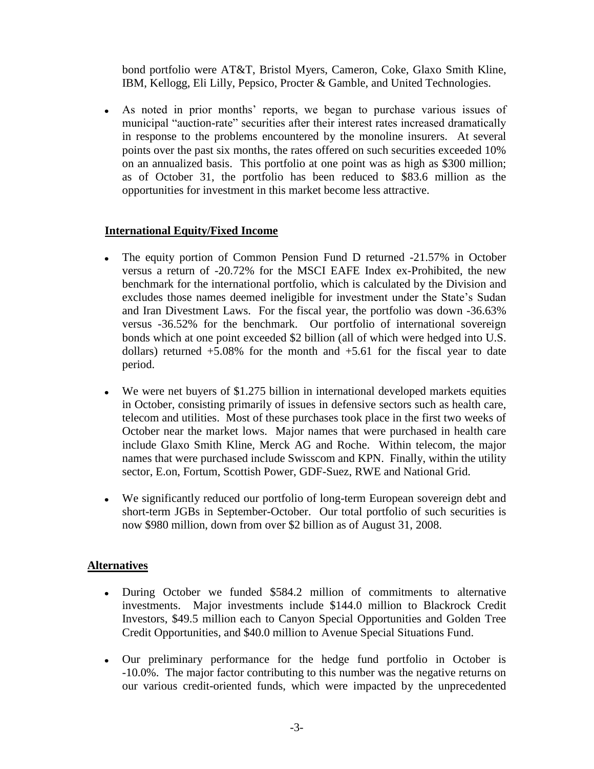bond portfolio were AT&T, Bristol Myers, Cameron, Coke, Glaxo Smith Kline, IBM, Kellogg, Eli Lilly, Pepsico, Procter & Gamble, and United Technologies.

- As noted in prior months' reports, we began to purchase various issues of municipal "auction-rate" securities after their interest rates increased dramatically in response to the problems encountered by the monoline insurers. At several points over the past six months, the rates offered on such securities exceeded 10% on an annualized basis. This portfolio at one point was as high as $300 million; as of October 31, the portfolio has been reduced to $83.6 million as the opportunities for investment in this market become less attractive.

**International Equity/Fixed Income**

- The equity portion of Common Pension Fund D returned -21.57% in October versus a return of -20.72% for the MSCI EAFE Index ex-Prohibited, the new benchmark for the international portfolio, which is calculated by the Division and excludes those names deemed ineligible for investment under the State's Sudan and Iran Divestment Laws. For the fiscal year, the portfolio was down -36.63% versus -36.52% for the benchmark. Our portfolio of international sovereign bonds which at one point exceeded $2 billion (all of which were hedged into U.S. dollars) returned +5.08% for the month and +5.61 for the fiscal year to date period.

- We were net buyers of $1.275 billion in international developed markets equities in October, consisting primarily of issues in defensive sectors such as health care, telecom and utilities. Most of these purchases took place in the first two weeks of October near the market lows. Major names that were purchased in health care include Glaxo Smith Kline, Merck AG and Roche. Within telecom, the major names that were purchased include Swisscom and KPN. Finally, within the utility sector, E.on, Fortum, Scottish Power, GDF-Suez, RWE and National Grid.

- We significantly reduced our portfolio of long-term European sovereign debt and short-term JGBs in September-October. Our total portfolio of such securities is now $980 million, down from over $2 billion as of August 31, 2008.

**Alternatives**

- During October we funded $584.2 million of commitments to alternative investments. Major investments include $144.0 million to Blackrock Credit Investors, $49.5 million each to Canyon Special Opportunities and Golden Tree Credit Opportunities, and $40.0 million to Avenue Special Situations Fund.

- Our preliminary performance for the hedge fund portfolio in October is -10.0%. The major factor contributing to this number was the negative returns on our various credit-oriented funds, which were impacted by the unprecedented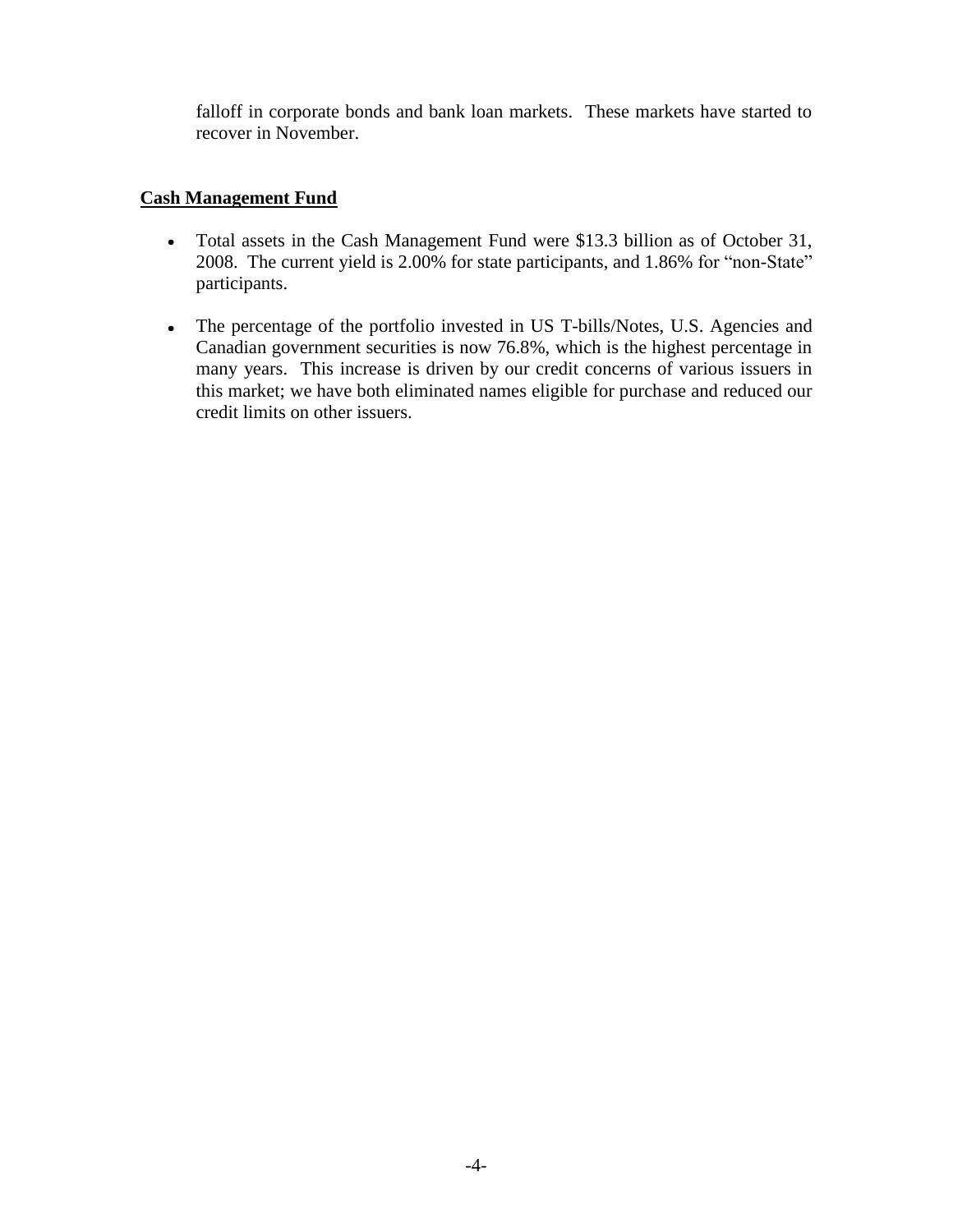falloff in corporate bonds and bank loan markets. These markets have started to recover in November.

## Cash Management Fund

- Total assets in the Cash Management Fund were $13.3 billion as of October 31, 2008. The current yield is 2.00% for state participants, and 1.86% for "non-State" participants.

- The percentage of the portfolio invested in US T-bills/Notes, U.S. Agencies and Canadian government securities is now 76.8%, which is the highest percentage in many years. This increase is driven by our credit concerns of various issuers in this market; we have both eliminated names eligible for purchase and reduced our credit limits on other issuers.